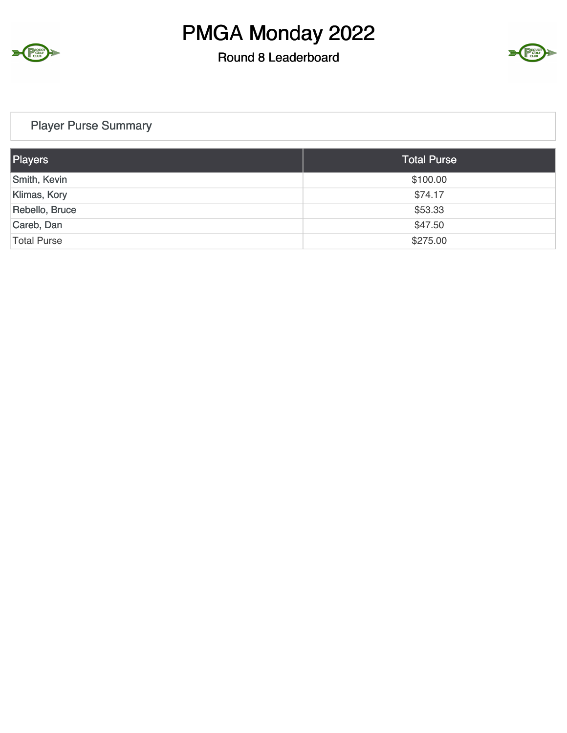# PMGA Monday 2022

## Round 8 Leaderboard

Player Purse Summary

| Players | Total Purse |
| --- | --- |
| Smith, Kevin | $100.00 |
| Klimas, Kory | $74.17 |
| Rebello, Bruce | $53.33 |
| Careb, Dan | $47.50 |
| Total Purse | $275.00 |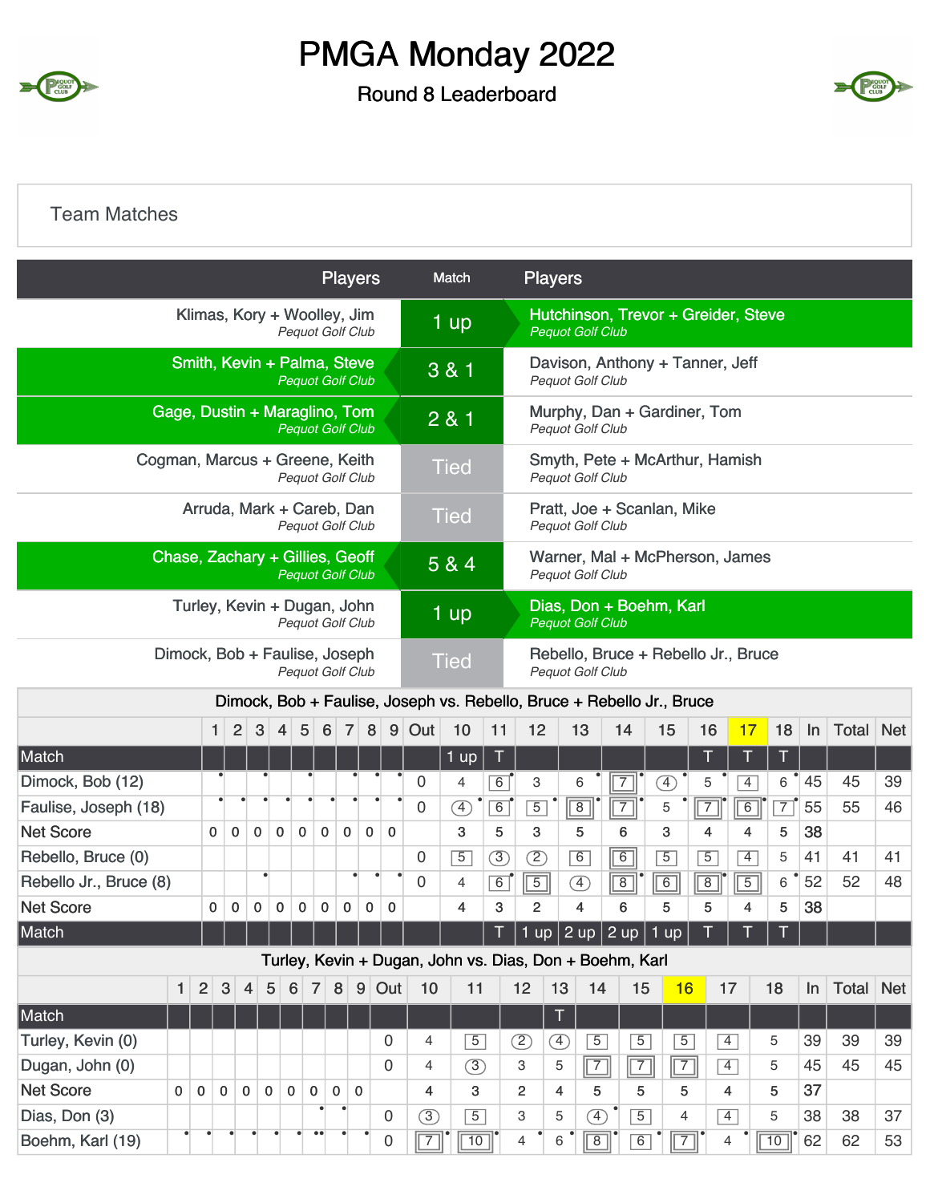# PMGA Monday 2022

Round 8 Leaderboard

Team Matches

| Players | Match | Players |
|---|---|---|
| Klimas, Kory + Woolley, Jim *Pequot Golf Club* | 1 up | **Hutchinson, Trevor + Greider, Steve** *Pequot Golf Club* |
| **Smith, Kevin + Palma, Steve** *Pequot Golf Club* | 3 & 1 | Davison, Anthony + Tanner, Jeff *Pequot Golf Club* |
| **Gage, Dustin + Maraglino, Tom** *Pequot Golf Club* | 2 & 1 | Murphy, Dan + Gardiner, Tom *Pequot Golf Club* |
| Cogman, Marcus + Greene, Keith *Pequot Golf Club* | Tied | Smyth, Pete + McArthur, Hamish *Pequot Golf Club* |
| Arruda, Mark + Careb, Dan *Pequot Golf Club* | Tied | Pratt, Joe + Scanlan, Mike *Pequot Golf Club* |
| **Chase, Zachary + Gillies, Geoff** *Pequot Golf Club* | 5 & 4 | Warner, Mal + McPherson, James *Pequot Golf Club* |
| Turley, Kevin + Dugan, John *Pequot Golf Club* | 1 up | **Dias, Don + Boehm, Karl** *Pequot Golf Club* |
| Dimock, Bob + Faulise, Joseph *Pequot Golf Club* | Tied | Rebello, Bruce + Rebello Jr., Bruce *Pequot Golf Club* |

Dimock, Bob + Faulise, Joseph vs. Rebello, Bruce + Rebello Jr., Bruce

| | 1 | 2 | 3 | 4 | 5 | 6 | 7 | 8 | 9 | Out | 10 | 11 | 12 | 13 | 14 | 15 | 16 | 17 | 18 | In | Total | Net |
|---|---|---|---|---|---|---|---|---|---|---|---|---|---|---|---|---|---|---|---|---|---|---|
| Match | | | | | | | | | | | 1 up | T | | | | | T | T | T | | | |
| Dimock, Bob (12) | | | | | | | | | | 0 | 4 | 6 | 3 | 6 | 7 | 4 | 5 | 4 | 6 | 45 | 45 | 39 |
| Faulise, Joseph (18) | | | | | | | | | | 0 | 4 | 6 | 5 | 8 | 7 | 5 | 7 | 6 | 7 | 55 | 55 | 46 |
| Net Score | 0 | 0 | 0 | 0 | 0 | 0 | 0 | 0 | 0 | | 3 | 5 | 3 | 5 | 6 | 3 | 4 | 4 | 5 | 38 | | |
| Rebello, Bruce (0) | | | | | | | | | | 0 | 5 | 3 | 2 | 6 | 6 | 5 | 5 | 4 | 5 | 41 | 41 | 41 |
| Rebello Jr., Bruce (8) | | | | | | | | | | 0 | 4 | 6 | 5 | 4 | 8 | 6 | 8 | 5 | 6 | 52 | 52 | 48 |
| Net Score | 0 | 0 | 0 | 0 | 0 | 0 | 0 | 0 | 0 | | 4 | 3 | 2 | 4 | 6 | 5 | 5 | 4 | 5 | 38 | | |
| Match | | | | | | | | | | | | T | 1 up | 2 up | 2 up | 1 up | T | T | T | | | |

Turley, Kevin + Dugan, John vs. Dias, Don + Boehm, Karl

| | 1 | 2 | 3 | 4 | 5 | 6 | 7 | 8 | 9 | Out | 10 | 11 | 12 | 13 | 14 | 15 | 16 | 17 | 18 | In | Total | Net |
|---|---|---|---|---|---|---|---|---|---|---|---|---|---|---|---|---|---|---|---|---|---|---|
| Match | | | | | | | | | | | | | | T | | | | | | | | |
| Turley, Kevin (0) | | | | | | | | | | 0 | 4 | 5 | 2 | 4 | 5 | 5 | 5 | 4 | 5 | 39 | 39 | 39 |
| Dugan, John (0) | | | | | | | | | | 0 | 4 | 3 | 3 | 5 | 7 | 7 | 7 | 4 | 5 | 45 | 45 | 45 |
| Net Score | 0 | 0 | 0 | 0 | 0 | 0 | 0 | 0 | 0 | | 4 | 3 | 2 | 4 | 5 | 5 | 5 | 4 | 5 | 37 | | |
| Dias, Don (3) | | | | | | | | | | 0 | 3 | 5 | 3 | 5 | 4 | 5 | 4 | 4 | 5 | 38 | 38 | 37 |
| Boehm, Karl (19) | | | | | | | | | | 0 | 7 | 10 | 4 | 6 | 8 | 6 | 7 | 4 | 10 | 62 | 62 | 53 |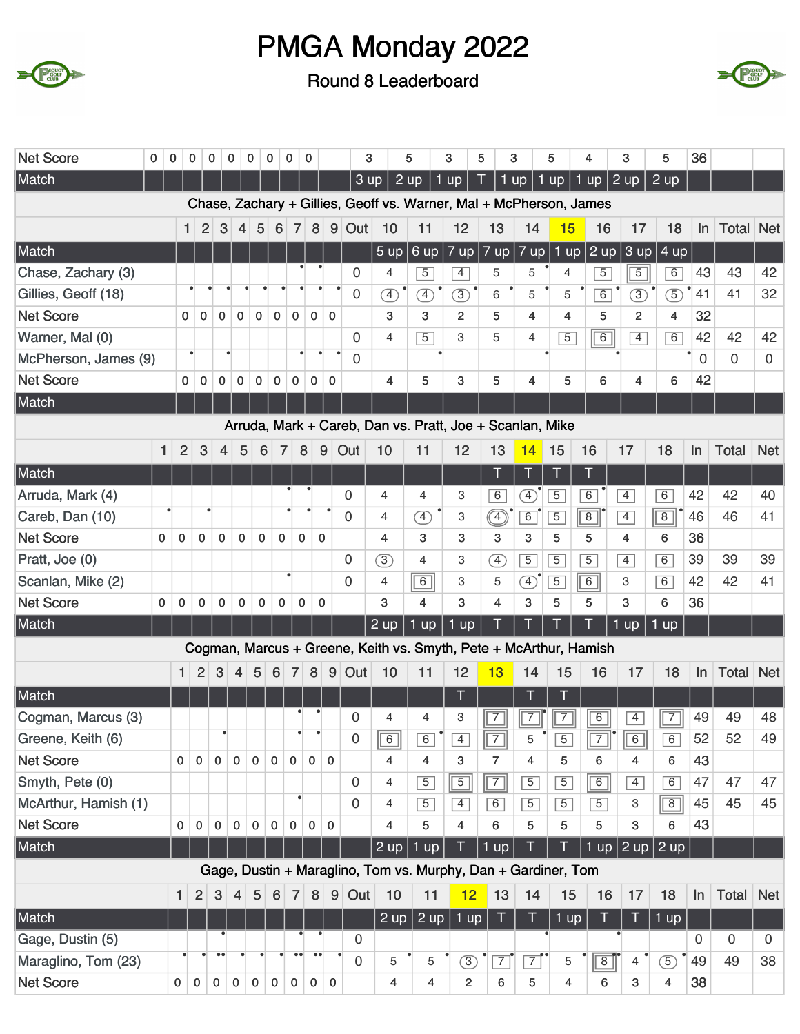# PMGA Monday 2022

Round 8 Leaderboard

| | | | | | | | | | | | | | | | | | | | | | | | |
|---|---|---|---|---|---|---|---|---|---|---|---|---|---|---|---|---|---|---|---|---|---|---|---|
| Net Score | 0 | 0 | 0 | 0 | 0 | 0 | 0 | 0 | 0 | | 3 | 5 | 3 | 5 | 3 | 5 | 4 | 3 | 5 | 36 | | |
| Match | | | | | | | | | | | 3 up | 2 up | 1 up | T | 1 up | 1 up | 1 up | 2 up | 2 up | | | |

**Chase, Zachary + Gillies, Geoff vs. Warner, Mal + McPherson, James**

| | 1 | 2 | 3 | 4 | 5 | 6 | 7 | 8 | 9 | Out | 10 | 11 | 12 | 13 | 14 | 15 | 16 | 17 | 18 | In | Total | Net |
|---|---|---|---|---|---|---|---|---|---|---|---|---|---|---|---|---|---|---|---|---|---|---|
| Match | | | | | | | | | | | 5 up | 6 up | 7 up | 7 up | 7 up | 1 up | 2 up | 3 up | 4 up | | | |
| Chase, Zachary (3) | | | | | | | | | | 0 | 4 | 5 | 4 | 5 | 5 | 4 | 5 | 5 | 6 | 43 | 43 | 42 |
| Gillies, Geoff (18) | | | | | | | | | | 0 | 4 | 4 | 3 | 6 | 5 | 5 | 6 | 3 | 5 | 41 | 41 | 32 |
| Net Score | 0 | 0 | 0 | 0 | 0 | 0 | 0 | 0 | 0 | 0 | 3 | 3 | 2 | 5 | 4 | 4 | 5 | 2 | 4 | 32 | | |
| Warner, Mal (0) | | | | | | | | | | 0 | 4 | 5 | 3 | 5 | 4 | 5 | 6 | 4 | 6 | 42 | 42 | 42 |
| McPherson, James (9) | | | | | | | | | | 0 | | | | | | | | | | 0 | 0 | 0 |
| Net Score | 0 | 0 | 0 | 0 | 0 | 0 | 0 | 0 | 0 | 0 | 4 | 5 | 3 | 5 | 4 | 5 | 6 | 4 | 6 | 42 | | |
| Match | | | | | | | | | | | | | | | | | | | | | | |

**Arruda, Mark + Careb, Dan vs. Pratt, Joe + Scanlan, Mike**

| | 1 | 2 | 3 | 4 | 5 | 6 | 7 | 8 | 9 | Out | 10 | 11 | 12 | 13 | 14 | 15 | 16 | 17 | 18 | In | Total | Net |
|---|---|---|---|---|---|---|---|---|---|---|---|---|---|---|---|---|---|---|---|---|---|---|
| Match | | | | | | | | | | | | | | T | T | T | T | | | | | |
| Arruda, Mark (4) | | | | | | | | | | 0 | 4 | 4 | 3 | 6 | 4 | 5 | 6 | 4 | 6 | 42 | 42 | 40 |
| Careb, Dan (10) | | | | | | | | | | 0 | 4 | 4 | 3 | 4 | 6 | 5 | 8 | 4 | 8 | 46 | 46 | 41 |
| Net Score | 0 | 0 | 0 | 0 | 0 | 0 | 0 | 0 | 0 | 0 | 4 | 3 | 3 | 3 | 3 | 5 | 5 | 4 | 6 | 36 | | |
| Pratt, Joe (0) | | | | | | | | | | 0 | 3 | 4 | 3 | 4 | 5 | 5 | 5 | 4 | 6 | 39 | 39 | 39 |
| Scanlan, Mike (2) | | | | | | | | | | 0 | 4 | 6 | 3 | 5 | 4 | 5 | 6 | 3 | 6 | 42 | 42 | 41 |
| Net Score | 0 | 0 | 0 | 0 | 0 | 0 | 0 | 0 | 0 | 0 | 3 | 4 | 3 | 4 | 3 | 5 | 5 | 3 | 6 | 36 | | |
| Match | | | | | | | | | | | 2 up | 1 up | 1 up | T | T | T | T | 1 up | 1 up | | | |

**Cogman, Marcus + Greene, Keith vs. Smyth, Pete + McArthur, Hamish**

| | 1 | 2 | 3 | 4 | 5 | 6 | 7 | 8 | 9 | Out | 10 | 11 | 12 | 13 | 14 | 15 | 16 | 17 | 18 | In | Total | Net |
|---|---|---|---|---|---|---|---|---|---|---|---|---|---|---|---|---|---|---|---|---|---|---|
| Match | | | | | | | | | | | | | T | | T | T | | | | | | |
| Cogman, Marcus (3) | | | | | | | | | | 0 | 4 | 4 | 3 | 7 | 7 | 7 | 6 | 4 | 7 | 49 | 49 | 48 |
| Greene, Keith (6) | | | | | | | | | | 0 | 6 | 6 | 4 | 7 | 5 | 5 | 7 | 6 | 6 | 52 | 52 | 49 |
| Net Score | 0 | 0 | 0 | 0 | 0 | 0 | 0 | 0 | 0 | 0 | 4 | 4 | 3 | 7 | 4 | 5 | 6 | 4 | 6 | 43 | | |
| Smyth, Pete (0) | | | | | | | | | | 0 | 4 | 5 | 5 | 7 | 5 | 5 | 6 | 4 | 6 | 47 | 47 | 47 |
| McArthur, Hamish (1) | | | | | | | | | | 0 | 4 | 5 | 4 | 6 | 5 | 5 | 5 | 3 | 8 | 45 | 45 | 45 |
| Net Score | 0 | 0 | 0 | 0 | 0 | 0 | 0 | 0 | 0 | 0 | 4 | 5 | 4 | 6 | 5 | 5 | 5 | 3 | 6 | 43 | | |
| Match | | | | | | | | | | | 2 up | 1 up | T | 1 up | T | T | 1 up | 2 up | 2 up | | | |

**Gage, Dustin + Maraglino, Tom vs. Murphy, Dan + Gardiner, Tom**

| | 1 | 2 | 3 | 4 | 5 | 6 | 7 | 8 | 9 | Out | 10 | 11 | 12 | 13 | 14 | 15 | 16 | 17 | 18 | In | Total | Net |
|---|---|---|---|---|---|---|---|---|---|---|---|---|---|---|---|---|---|---|---|---|---|---|
| Match | | | | | | | | | | | 2 up | 2 up | 1 up | T | T | 1 up | T | T | 1 up | | | |
| Gage, Dustin (5) | | | | | | | | | | 0 | | | | | | | | | | 0 | 0 | 0 |
| Maraglino, Tom (23) | | | | | | | | | | 0 | 5 | 5 | 3 | 7 | 7 | 5 | 8 | 4 | 5 | 49 | 49 | 38 |
| Net Score | 0 | 0 | 0 | 0 | 0 | 0 | 0 | 0 | 0 | 0 | 4 | 4 | 2 | 6 | 5 | 4 | 6 | 3 | 4 | 38 | | |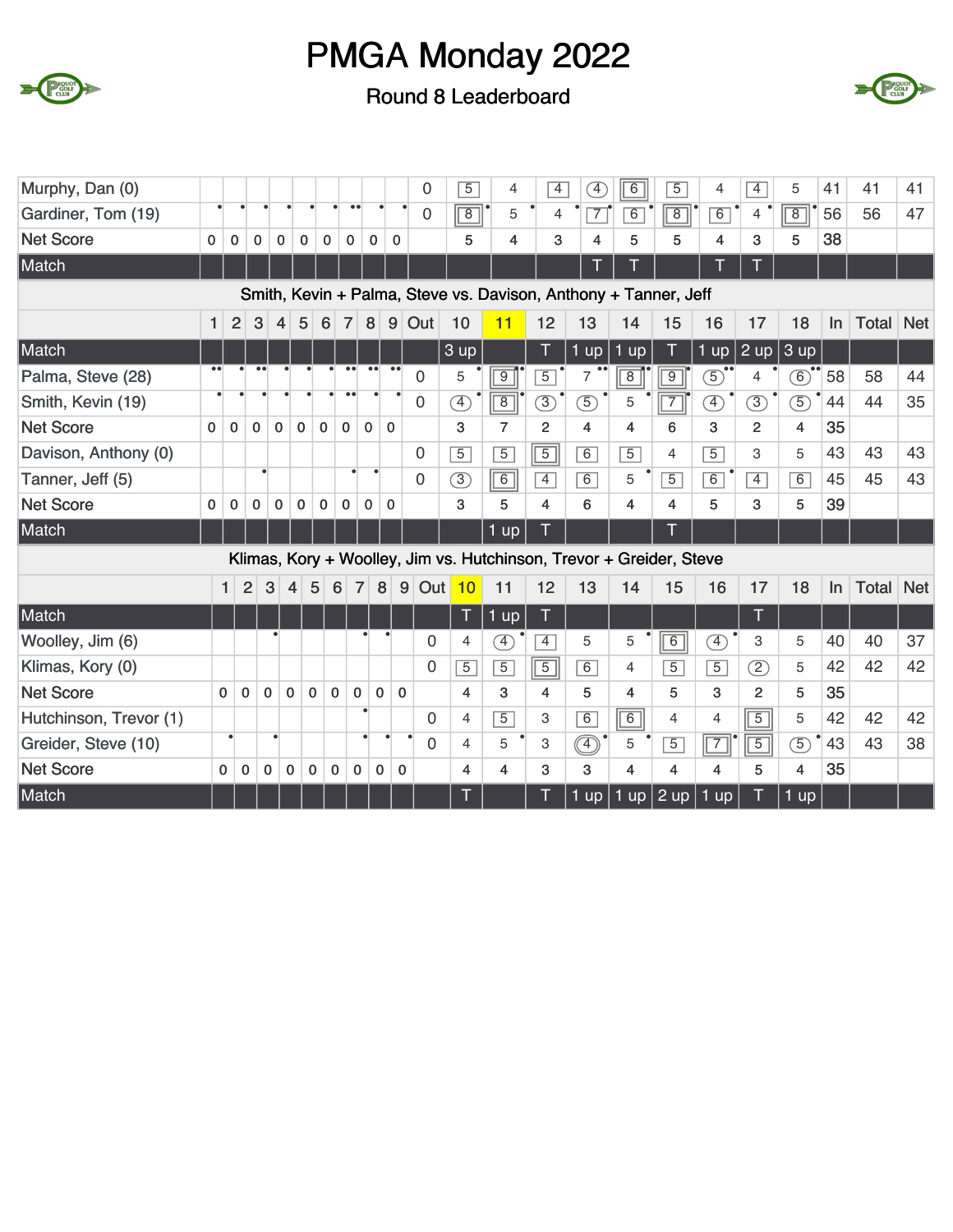# PMGA Monday 2022

## Round 8 Leaderboard

| | 1 | 2 | 3 | 4 | 5 | 6 | 7 | 8 | 9 | Out | 10 | 11 | 12 | 13 | 14 | 15 | 16 | 17 | 18 | In | Total | Net |
|---|---|---|---|---|---|---|---|---|---|---|---|---|---|---|---|---|---|---|---|---|---|---|
| Murphy, Dan (0) | | | | | | | | | | 0 | 5 | 4 | 4 | 4 | 6 | 5 | 4 | 4 | 5 | 41 | 41 | 41 |
| Gardiner, Tom (19) | • | • | • | • | • | • | •• | • | • | 0 | 8 | 5 | 4 | 7 | 6 | 8 | 6 | 4 | 8 | 56 | 56 | 47 |
| Net Score | 0 | 0 | 0 | 0 | 0 | 0 | 0 | 0 | 0 | | 5 | 4 | 3 | 4 | 5 | 5 | 4 | 3 | 5 | 38 | | |
| Match | | | | | | | | | | | | | | T | T | | T | T | | | | |

### Smith, Kevin + Palma, Steve vs. Davison, Anthony + Tanner, Jeff

| | 1 | 2 | 3 | 4 | 5 | 6 | 7 | 8 | 9 | Out | 10 | 11 | 12 | 13 | 14 | 15 | 16 | 17 | 18 | In | Total | Net |
|---|---|---|---|---|---|---|---|---|---|---|---|---|---|---|---|---|---|---|---|---|---|---|
| Match | | | | | | | | | | | 3 up | | T | 1 up | 1 up | T | 1 up | 2 up | 3 up | | | |
| Palma, Steve (28) | •• | • | •• | • | • | • | •• | •• | •• | 0 | 5 | 9 | 5 | 7 | 8 | 9 | 5 | 4 | 6 | 58 | 58 | 44 |
| Smith, Kevin (19) | • | • | • | • | • | • | •• | • | • | 0 | 4 | 8 | 3 | 5 | 5 | 7 | 4 | 3 | 5 | 44 | 44 | 35 |
| Net Score | 0 | 0 | 0 | 0 | 0 | 0 | 0 | 0 | 0 | | 3 | 7 | 2 | 4 | 4 | 6 | 3 | 2 | 4 | 35 | | |
| Davison, Anthony (0) | | | | | | | | | | 0 | 5 | 5 | 5 | 6 | 5 | 4 | 5 | 3 | 5 | 43 | 43 | 43 |
| Tanner, Jeff (5) | | | • | | | | • | • | | 0 | 3 | 6 | 4 | 6 | 5 | 5 | 6 | 4 | 6 | 45 | 45 | 43 |
| Net Score | 0 | 0 | 0 | 0 | 0 | 0 | 0 | 0 | 0 | | 3 | 5 | 4 | 6 | 4 | 4 | 5 | 3 | 5 | 39 | | |
| Match | | | | | | | | | | | | 1 up | T | | | T | | | | | | |

### Klimas, Kory + Woolley, Jim vs. Hutchinson, Trevor + Greider, Steve

| | 1 | 2 | 3 | 4 | 5 | 6 | 7 | 8 | 9 | Out | 10 | 11 | 12 | 13 | 14 | 15 | 16 | 17 | 18 | In | Total | Net |
|---|---|---|---|---|---|---|---|---|---|---|---|---|---|---|---|---|---|---|---|---|---|---|
| Match | | | | | | | | | | | T | 1 up | T | | | | | T | | | | |
| Woolley, Jim (6) | | | • | | | | • | • | | 0 | 4 | 4 | 4 | 5 | 5 | 6 | 4 | 3 | 5 | 40 | 40 | 37 |
| Klimas, Kory (0) | | | | | | | | | | 0 | 5 | 5 | 5 | 6 | 4 | 5 | 5 | 2 | 5 | 42 | 42 | 42 |
| Net Score | 0 | 0 | 0 | 0 | 0 | 0 | 0 | 0 | 0 | | 4 | 3 | 4 | 5 | 4 | 5 | 3 | 2 | 5 | 35 | | |
| Hutchinson, Trevor (1) | | | | | | | • | | | 0 | 4 | 5 | 3 | 6 | 6 | 4 | 4 | 5 | 5 | 42 | 42 | 42 |
| Greider, Steve (10) | | • | • | | | | • | • | • | 0 | 4 | 5 | 3 | 4 | 5 | 5 | 7 | 5 | 5 | 43 | 43 | 38 |
| Net Score | 0 | 0 | 0 | 0 | 0 | 0 | 0 | 0 | 0 | | 4 | 4 | 3 | 3 | 4 | 4 | 4 | 5 | 4 | 35 | | |
| Match | | | | | | | | | | | T | | T | 1 up | 1 up | 2 up | 1 up | T | 1 up | | | |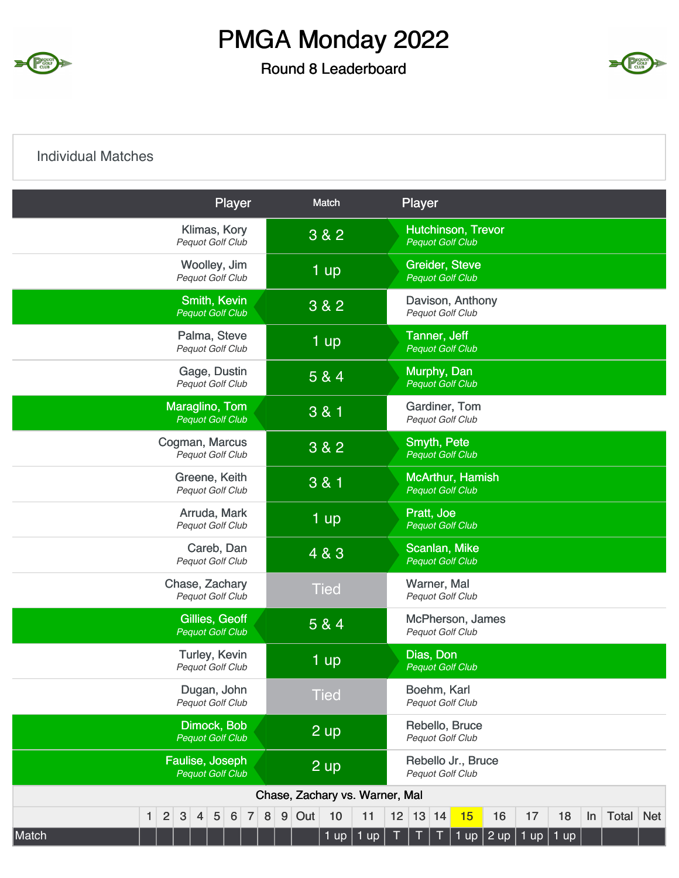# PMGA Monday 2022

## Round 8 Leaderboard

### Individual Matches

| Player | Match | Player |
|---|---|---|
| Klimas, Kory *Pequot Golf Club* | 3 & 2 | **Hutchinson, Trevor** *Pequot Golf Club* |
| Woolley, Jim *Pequot Golf Club* | 1 up | **Greider, Steve** *Pequot Golf Club* |
| **Smith, Kevin** *Pequot Golf Club* | 3 & 2 | Davison, Anthony *Pequot Golf Club* |
| Palma, Steve *Pequot Golf Club* | 1 up | **Tanner, Jeff** *Pequot Golf Club* |
| Gage, Dustin *Pequot Golf Club* | 5 & 4 | **Murphy, Dan** *Pequot Golf Club* |
| **Maraglino, Tom** *Pequot Golf Club* | 3 & 1 | Gardiner, Tom *Pequot Golf Club* |
| Cogman, Marcus *Pequot Golf Club* | 3 & 2 | **Smyth, Pete** *Pequot Golf Club* |
| Greene, Keith *Pequot Golf Club* | 3 & 1 | **McArthur, Hamish** *Pequot Golf Club* |
| Arruda, Mark *Pequot Golf Club* | 1 up | **Pratt, Joe** *Pequot Golf Club* |
| Careb, Dan *Pequot Golf Club* | 4 & 3 | **Scanlan, Mike** *Pequot Golf Club* |
| Chase, Zachary *Pequot Golf Club* | Tied | Warner, Mal *Pequot Golf Club* |
| **Gillies, Geoff** *Pequot Golf Club* | 5 & 4 | McPherson, James *Pequot Golf Club* |
| Turley, Kevin *Pequot Golf Club* | 1 up | **Dias, Don** *Pequot Golf Club* |
| Dugan, John *Pequot Golf Club* | Tied | Boehm, Karl *Pequot Golf Club* |
| **Dimock, Bob** *Pequot Golf Club* | 2 up | Rebello, Bruce *Pequot Golf Club* |
| **Faulise, Joseph** *Pequot Golf Club* | 2 up | Rebello Jr., Bruce *Pequot Golf Club* |

**Chase, Zachary vs. Warner, Mal**

| | 1 | 2 | 3 | 4 | 5 | 6 | 7 | 8 | 9 | Out | 10 | 11 | 12 | 13 | 14 | 15 | 16 | 17 | 18 | In | Total | Net |
|---|---|---|---|---|---|---|---|---|---|---|---|---|---|---|---|---|---|---|---|---|---|---|
| Match | | | | | | | | | | | 1 up | 1 up | T | T | T | 1 up | 2 up | 1 up | 1 up | | | |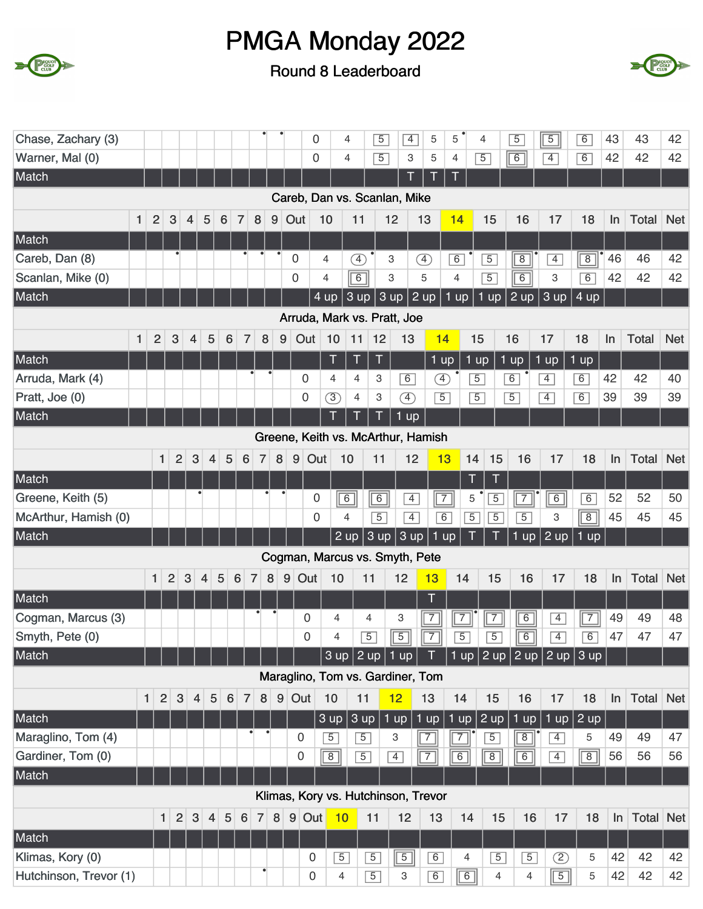# PMGA Monday 2022

## Round 8 Leaderboard

| | 1 | 2 | 3 | 4 | 5 | 6 | 7 | 8 | 9 | Out | 10 | 11 | 12 | 13 | 14 | 15 | 16 | 17 | 18 | In | Total | Net |
|---|---|---|---|---|---|---|---|---|---|---|---|---|---|---|---|---|---|---|---|---|---|---|
| Chase, Zachary (3) | | | | | | | | | | 0 | 4 | 5 | 4 | 5 | 5 | 4 | 5 | 5 | 6 | 43 | 43 | 42 |
| Warner, Mal (0) | | | | | | | | | | 0 | 4 | 5 | 3 | 5 | 4 | 5 | 6 | 4 | 6 | 42 | 42 | 42 |
| Match | | | | | | | | | | | | | T | T | T | | | | | | | |

### Careb, Dan vs. Scanlan, Mike

| | 1 | 2 | 3 | 4 | 5 | 6 | 7 | 8 | 9 | Out | 10 | 11 | 12 | 13 | 14 | 15 | 16 | 17 | 18 | In | Total | Net |
|---|---|---|---|---|---|---|---|---|---|---|---|---|---|---|---|---|---|---|---|---|---|---|
| Match | | | | | | | | | | | | | | | | | | | | | | |
| Careb, Dan (8) | | | | | | | | | | 0 | 4 | 4 | 3 | 4 | 6 | 5 | 8 | 4 | 8 | 46 | 46 | 42 |
| Scanlan, Mike (0) | | | | | | | | | | 0 | 4 | 6 | 3 | 5 | 4 | 5 | 6 | 3 | 6 | 42 | 42 | 42 |
| Match | | | | | | | | | | | 4 up | 3 up | 3 up | 2 up | 1 up | 1 up | 2 up | 3 up | 4 up | | | |

### Arruda, Mark vs. Pratt, Joe

| | 1 | 2 | 3 | 4 | 5 | 6 | 7 | 8 | 9 | Out | 10 | 11 | 12 | 13 | 14 | 15 | 16 | 17 | 18 | In | Total | Net |
|---|---|---|---|---|---|---|---|---|---|---|---|---|---|---|---|---|---|---|---|---|---|---|
| Match | | | | | | | | | | | T | T | T | | 1 up | 1 up | 1 up | 1 up | 1 up | | | |
| Arruda, Mark (4) | | | | | | | | | | 0 | 4 | 4 | 3 | 6 | 4 | 5 | 6 | 4 | 6 | 42 | 42 | 40 |
| Pratt, Joe (0) | | | | | | | | | | 0 | 3 | 4 | 3 | 4 | 5 | 5 | 5 | 4 | 6 | 39 | 39 | 39 |
| Match | | | | | | | | | | | T | T | T | 1 up | | | | | | | | |

### Greene, Keith vs. McArthur, Hamish

| | 1 | 2 | 3 | 4 | 5 | 6 | 7 | 8 | 9 | Out | 10 | 11 | 12 | 13 | 14 | 15 | 16 | 17 | 18 | In | Total | Net |
|---|---|---|---|---|---|---|---|---|---|---|---|---|---|---|---|---|---|---|---|---|---|---|
| Match | | | | | | | | | | | | | | | T | T | | | | | | |
| Greene, Keith (5) | | | | | | | | | | 0 | 6 | 6 | 4 | 7 | 5 | 5 | 7 | 6 | 6 | 52 | 52 | 50 |
| McArthur, Hamish (0) | | | | | | | | | | 0 | 4 | 5 | 4 | 6 | 5 | 5 | 5 | 3 | 8 | 45 | 45 | 45 |
| Match | | | | | | | | | | | 2 up | 3 up | 3 up | 1 up | T | T | 1 up | 2 up | 1 up | | | |

### Cogman, Marcus vs. Smyth, Pete

| | 1 | 2 | 3 | 4 | 5 | 6 | 7 | 8 | 9 | Out | 10 | 11 | 12 | 13 | 14 | 15 | 16 | 17 | 18 | In | Total | Net |
|---|---|---|---|---|---|---|---|---|---|---|---|---|---|---|---|---|---|---|---|---|---|---|
| Match | | | | | | | | | | | | | | T | | | | | | | | |
| Cogman, Marcus (3) | | | | | | | | | | 0 | 4 | 4 | 3 | 7 | 7 | 7 | 6 | 4 | 7 | 49 | 49 | 48 |
| Smyth, Pete (0) | | | | | | | | | | 0 | 4 | 5 | 5 | 7 | 5 | 5 | 6 | 4 | 6 | 47 | 47 | 47 |
| Match | | | | | | | | | | | 3 up | 2 up | 1 up | T | 1 up | 2 up | 2 up | 2 up | 3 up | | | |

### Maraglino, Tom vs. Gardiner, Tom

| | 1 | 2 | 3 | 4 | 5 | 6 | 7 | 8 | 9 | Out | 10 | 11 | 12 | 13 | 14 | 15 | 16 | 17 | 18 | In | Total | Net |
|---|---|---|---|---|---|---|---|---|---|---|---|---|---|---|---|---|---|---|---|---|---|---|
| Match | | | | | | | | | | | 3 up | 3 up | 1 up | 1 up | 1 up | 2 up | 1 up | 1 up | 2 up | | | |
| Maraglino, Tom (4) | | | | | | | | | | 0 | 5 | 5 | 3 | 7 | 7 | 5 | 8 | 4 | 5 | 49 | 49 | 47 |
| Gardiner, Tom (0) | | | | | | | | | | 0 | 8 | 5 | 4 | 7 | 6 | 8 | 6 | 4 | 8 | 56 | 56 | 56 |
| Match | | | | | | | | | | | | | | | | | | | | | | |

### Klimas, Kory vs. Hutchinson, Trevor

| | 1 | 2 | 3 | 4 | 5 | 6 | 7 | 8 | 9 | Out | 10 | 11 | 12 | 13 | 14 | 15 | 16 | 17 | 18 | In | Total | Net |
|---|---|---|---|---|---|---|---|---|---|---|---|---|---|---|---|---|---|---|---|---|---|---|
| Match | | | | | | | | | | | | | | | | | | | | | | |
| Klimas, Kory (0) | | | | | | | | | | 0 | 5 | 5 | 5 | 6 | 4 | 5 | 5 | 2 | 5 | 42 | 42 | 42 |
| Hutchinson, Trevor (1) | | | | | | | | | | 0 | 4 | 5 | 3 | 6 | 6 | 4 | 4 | 5 | 5 | 42 | 42 | 42 |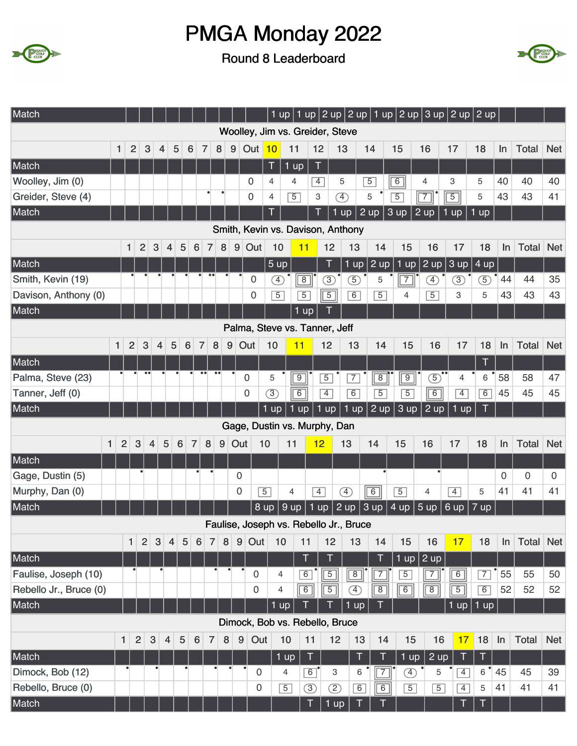# PMGA Monday 2022

Round 8 Leaderboard

| Match | | | | | | | | | | | 1 up | 1 up | 2 up | 2 up | 1 up | 2 up | 3 up | 2 up | 2 up | | | |
|---|---|---|---|---|---|---|---|---|---|---|---|---|---|---|---|---|---|---|---|---|---|---|

**Woolley, Jim vs. Greider, Steve**

| | 1 | 2 | 3 | 4 | 5 | 6 | 7 | 8 | 9 | Out | 10 | 11 | 12 | 13 | 14 | 15 | 16 | 17 | 18 | In | Total | Net |
|---|---|---|---|---|---|---|---|---|---|---|---|---|---|---|---|---|---|---|---|---|---|---|
| Match | | | | | | | | | | | T | 1 up | T | | | | | | | | | |
| Woolley, Jim (0) | | | | | | | | | | 0 | 4 | 4 | 4 | 5 | 5 | 6 | 4 | 3 | 5 | 40 | 40 | 40 |
| Greider, Steve (4) | | | | | | | | | | 0 | 4 | 5 | 3 | 4 | 5 | 5 | 7 | 5 | 5 | 43 | 43 | 41 |
| Match | | | | | | | | | | | T | | T | 1 up | 2 up | 3 up | 2 up | 1 up | 1 up | | | |

**Smith, Kevin vs. Davison, Anthony**

| | 1 | 2 | 3 | 4 | 5 | 6 | 7 | 8 | 9 | Out | 10 | 11 | 12 | 13 | 14 | 15 | 16 | 17 | 18 | In | Total | Net |
|---|---|---|---|---|---|---|---|---|---|---|---|---|---|---|---|---|---|---|---|---|---|---|
| Match | | | | | | | | | | | 5 up | | T | 1 up | 2 up | 1 up | 2 up | 3 up | 4 up | | | |
| Smith, Kevin (19) | | | | | | | | | | 0 | 4 | 8 | 3 | 5 | 5 | 7 | 4 | 3 | 5 | 44 | 44 | 35 |
| Davison, Anthony (0) | | | | | | | | | | 0 | 5 | 5 | 5 | 6 | 5 | 4 | 5 | 3 | 5 | 43 | 43 | 43 |
| Match | | | | | | | | | | | | 1 up | T | | | | | | | | | |

**Palma, Steve vs. Tanner, Jeff**

| | 1 | 2 | 3 | 4 | 5 | 6 | 7 | 8 | 9 | Out | 10 | 11 | 12 | 13 | 14 | 15 | 16 | 17 | 18 | In | Total | Net |
|---|---|---|---|---|---|---|---|---|---|---|---|---|---|---|---|---|---|---|---|---|---|---|
| Match | | | | | | | | | | | | | | | | | | | T | | | |
| Palma, Steve (23) | | | | | | | | | | 0 | 5 | 9 | 5 | 7 | 8 | 9 | 5 | 4 | 6 | 58 | 58 | 47 |
| Tanner, Jeff (0) | | | | | | | | | | 0 | 3 | 6 | 4 | 6 | 5 | 5 | 6 | 4 | 6 | 45 | 45 | 45 |
| Match | | | | | | | | | | | 1 up | 1 up | 1 up | 1 up | 2 up | 3 up | 2 up | 1 up | T | | | |

**Gage, Dustin vs. Murphy, Dan**

| | 1 | 2 | 3 | 4 | 5 | 6 | 7 | 8 | 9 | Out | 10 | 11 | 12 | 13 | 14 | 15 | 16 | 17 | 18 | In | Total | Net |
|---|---|---|---|---|---|---|---|---|---|---|---|---|---|---|---|---|---|---|---|---|---|---|
| Match | | | | | | | | | | | | | | | | | | | | | | |
| Gage, Dustin (5) | | | | | | | | | | 0 | | | | | | | | | | 0 | 0 | 0 |
| Murphy, Dan (0) | | | | | | | | | | 0 | 5 | 4 | 4 | 4 | 6 | 5 | 4 | 4 | 5 | 41 | 41 | 41 |
| Match | | | | | | | | | | | 8 up | 9 up | 1 up | 2 up | 3 up | 4 up | 5 up | 6 up | 7 up | | | |

**Faulise, Joseph vs. Rebello Jr., Bruce**

| | 1 | 2 | 3 | 4 | 5 | 6 | 7 | 8 | 9 | Out | 10 | 11 | 12 | 13 | 14 | 15 | 16 | 17 | 18 | In | Total | Net |
|---|---|---|---|---|---|---|---|---|---|---|---|---|---|---|---|---|---|---|---|---|---|---|
| Match | | | | | | | | | | | | T | T | | T | 1 up | 2 up | | | | | |
| Faulise, Joseph (10) | | | | | | | | | | 0 | 4 | 6 | 5 | 8 | 7 | 5 | 7 | 6 | 7 | 55 | 55 | 50 |
| Rebello Jr., Bruce (0) | | | | | | | | | | 0 | 4 | 6 | 5 | 4 | 8 | 6 | 8 | 5 | 6 | 52 | 52 | 52 |
| Match | | | | | | | | | | | 1 up | T | T | 1 up | T | | | 1 up | 1 up | | | |

**Dimock, Bob vs. Rebello, Bruce**

| | 1 | 2 | 3 | 4 | 5 | 6 | 7 | 8 | 9 | Out | 10 | 11 | 12 | 13 | 14 | 15 | 16 | 17 | 18 | In | Total | Net |
|---|---|---|---|---|---|---|---|---|---|---|---|---|---|---|---|---|---|---|---|---|---|---|
| Match | | | | | | | | | | | 1 up | T | | T | T | 1 up | 2 up | T | T | | | |
| Dimock, Bob (12) | | | | | | | | | | 0 | 4 | 6 | 3 | 6 | 7 | 4 | 5 | 4 | 6 | 45 | 45 | 39 |
| Rebello, Bruce (0) | | | | | | | | | | 0 | 5 | 3 | 2 | 6 | 6 | 5 | 5 | 4 | 5 | 41 | 41 | 41 |
| Match | | | | | | | | | | | | T | 1 up | T | T | | | T | T | | | |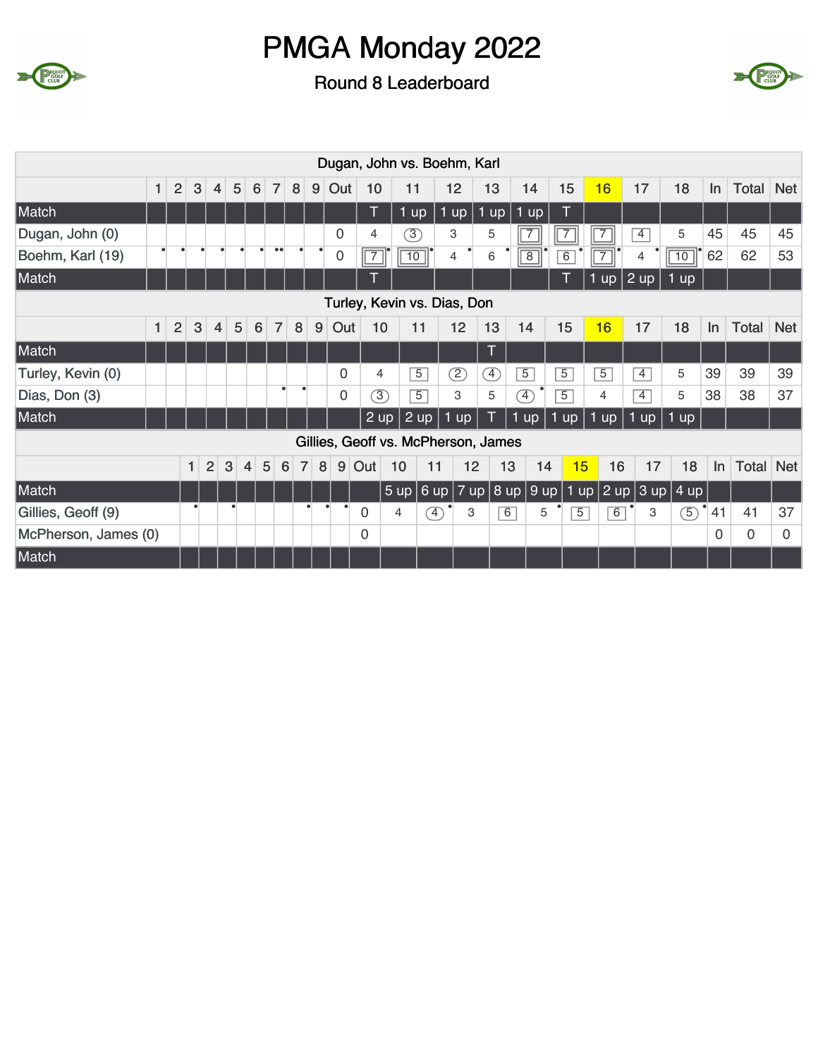# PMGA Monday 2022

## Round 8 Leaderboard

| Dugan, John vs. Boehm, Karl | 1 | 2 | 3 | 4 | 5 | 6 | 7 | 8 | 9 | Out | 10 | 11 | 12 | 13 | 14 | 15 | 16 | 17 | 18 | In | Total | Net |
|---|---|---|---|---|---|---|---|---|---|---|---|---|---|---|---|---|---|---|---|---|---|---|
| Match | | | | | | | | | | | T | 1 up | 1 up | 1 up | 1 up | T | | | | | | |
| Dugan, John (0) | | | | | | | | | | 0 | 4 | 3 | 3 | 5 | 7 | 7 | 7 | 4 | 5 | 45 | 45 | 45 |
| Boehm, Karl (19) | | | | | | | | | | 0 | 7 | 10 | 4 | 6 | 8 | 6 | 7 | 4 | 10 | 62 | 62 | 53 |
| Match | | | | | | | | | | | T | | | | | T | 1 up | 2 up | 1 up | | | |

| Turley, Kevin vs. Dias, Don | 1 | 2 | 3 | 4 | 5 | 6 | 7 | 8 | 9 | Out | 10 | 11 | 12 | 13 | 14 | 15 | 16 | 17 | 18 | In | Total | Net |
|---|---|---|---|---|---|---|---|---|---|---|---|---|---|---|---|---|---|---|---|---|---|---|
| Match | | | | | | | | | | | | | | T | | | | | | | | |
| Turley, Kevin (0) | | | | | | | | | | 0 | 4 | 5 | 2 | 4 | 5 | 5 | 5 | 4 | 5 | 39 | 39 | 39 |
| Dias, Don (3) | | | | | | | | | | 0 | 3 | 5 | 3 | 5 | 4 | 5 | 4 | 4 | 5 | 38 | 38 | 37 |
| Match | | | | | | | | | | | 2 up | 2 up | 1 up | T | 1 up | 1 up | 1 up | 1 up | 1 up | | | |

| Gillies, Geoff vs. McPherson, James | 1 | 2 | 3 | 4 | 5 | 6 | 7 | 8 | 9 | Out | 10 | 11 | 12 | 13 | 14 | 15 | 16 | 17 | 18 | In | Total | Net |
|---|---|---|---|---|---|---|---|---|---|---|---|---|---|---|---|---|---|---|---|---|---|---|
| Match | | | | | | | | | | | 5 up | 6 up | 7 up | 8 up | 9 up | 1 up | 2 up | 3 up | 4 up | | | |
| Gillies, Geoff (9) | | | | | | | | | | 0 | 4 | 4 | 3 | 6 | 5 | 5 | 6 | 3 | 5 | 41 | 41 | 37 |
| McPherson, James (0) | | | | | | | | | | 0 | | | | | | | | | | 0 | 0 | 0 |
| Match | | | | | | | | | | | | | | | | | | | | | | |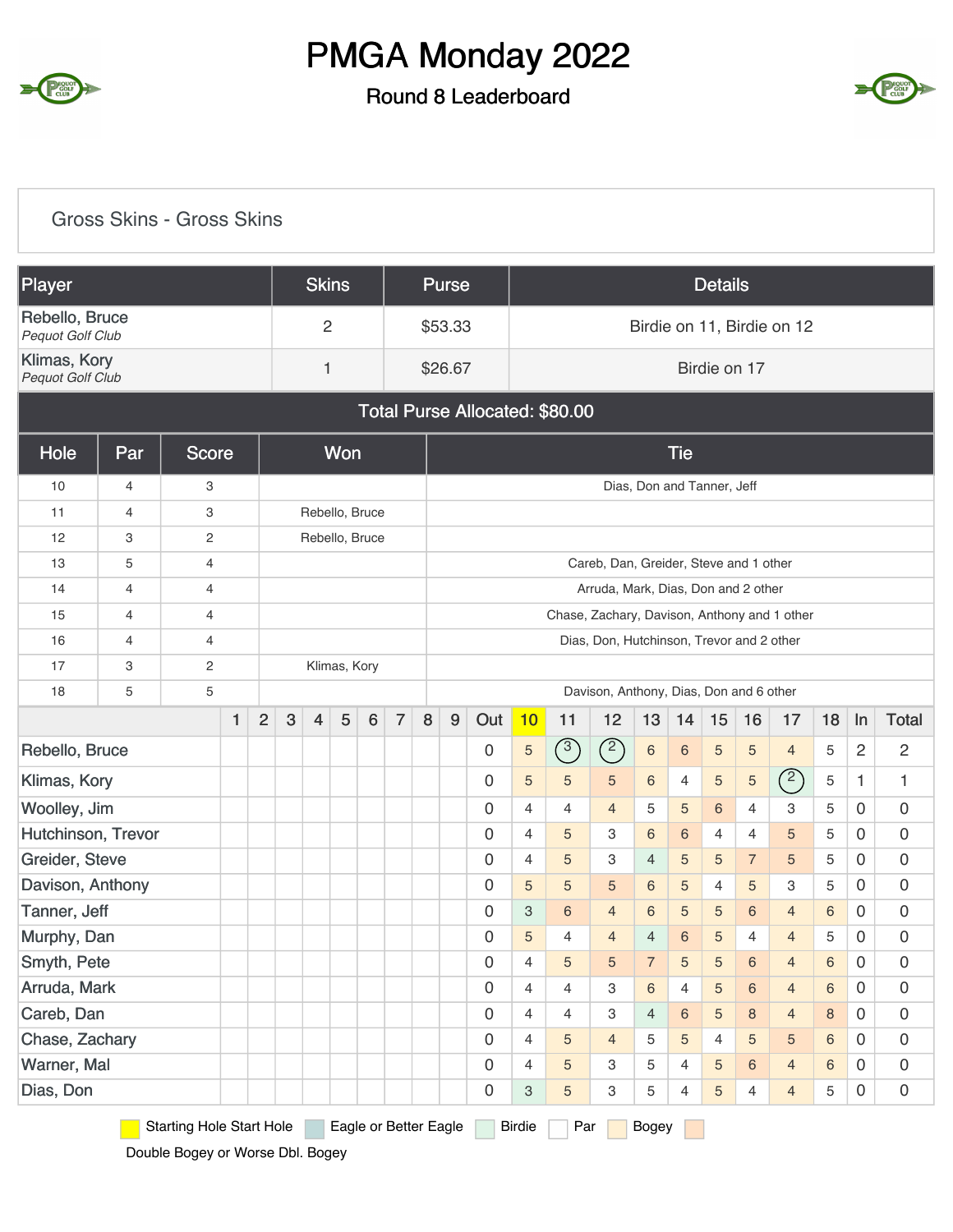# PMGA Monday 2022

## Round 8 Leaderboard

### Gross Skins - Gross Skins

| Player | Skins | Purse | Details |
|---|---|---|---|
| Rebello, Bruce *Pequot Golf Club* | 2 | $53.33 | Birdie on 11, Birdie on 12 |
| Klimas, Kory *Pequot Golf Club* | 1 | $26.67 | Birdie on 17 |

**Total Purse Allocated: $80.00**

| Hole | Par | Score | Won | Tie |
|---|---|---|---|---|
| 10 | 4 | 3 | | Dias, Don and Tanner, Jeff |
| 11 | 4 | 3 | Rebello, Bruce | |
| 12 | 3 | 2 | Rebello, Bruce | |
| 13 | 5 | 4 | | Careb, Dan, Greider, Steve and 1 other |
| 14 | 4 | 4 | | Arruda, Mark, Dias, Don and 2 other |
| 15 | 4 | 4 | | Chase, Zachary, Davison, Anthony and 1 other |
| 16 | 4 | 4 | | Dias, Don, Hutchinson, Trevor and 2 other |
| 17 | 3 | 2 | Klimas, Kory | |
| 18 | 5 | 5 | | Davison, Anthony, Dias, Don and 6 other |

| | 1 | 2 | 3 | 4 | 5 | 6 | 7 | 8 | 9 | Out | 10 | 11 | 12 | 13 | 14 | 15 | 16 | 17 | 18 | In | Total |
|---|---|---|---|---|---|---|---|---|---|---|---|---|---|---|---|---|---|---|---|---|---|
| Rebello, Bruce | | | | | | | | | | 0 | 5 | 3 | 2 | 6 | 6 | 5 | 5 | 4 | 5 | 2 | 2 |
| Klimas, Kory | | | | | | | | | | 0 | 5 | 5 | 5 | 6 | 4 | 5 | 5 | 2 | 5 | 1 | 1 |
| Woolley, Jim | | | | | | | | | | 0 | 4 | 4 | 4 | 5 | 5 | 6 | 4 | 3 | 5 | 0 | 0 |
| Hutchinson, Trevor | | | | | | | | | | 0 | 4 | 5 | 3 | 6 | 6 | 4 | 4 | 5 | 5 | 0 | 0 |
| Greider, Steve | | | | | | | | | | 0 | 4 | 5 | 3 | 4 | 5 | 5 | 7 | 5 | 5 | 0 | 0 |
| Davison, Anthony | | | | | | | | | | 0 | 5 | 5 | 5 | 6 | 5 | 4 | 5 | 3 | 5 | 0 | 0 |
| Tanner, Jeff | | | | | | | | | | 0 | 3 | 6 | 4 | 6 | 5 | 5 | 6 | 4 | 6 | 0 | 0 |
| Murphy, Dan | | | | | | | | | | 0 | 5 | 4 | 4 | 4 | 6 | 5 | 4 | 4 | 5 | 0 | 0 |
| Smyth, Pete | | | | | | | | | | 0 | 4 | 5 | 5 | 7 | 5 | 5 | 6 | 4 | 6 | 0 | 0 |
| Arruda, Mark | | | | | | | | | | 0 | 4 | 4 | 3 | 6 | 4 | 5 | 6 | 4 | 6 | 0 | 0 |
| Careb, Dan | | | | | | | | | | 0 | 4 | 4 | 3 | 4 | 6 | 5 | 8 | 4 | 8 | 0 | 0 |
| Chase, Zachary | | | | | | | | | | 0 | 4 | 5 | 4 | 5 | 5 | 4 | 5 | 5 | 6 | 0 | 0 |
| Warner, Mal | | | | | | | | | | 0 | 4 | 5 | 3 | 5 | 4 | 5 | 6 | 4 | 6 | 0 | 0 |
| Dias, Don | | | | | | | | | | 0 | 3 | 5 | 3 | 5 | 4 | 5 | 4 | 4 | 5 | 0 | 0 |

Starting Hole Start Hole | Eagle or Better Eagle | Birdie | Par | Bogey | Double Bogey or Worse Dbl. Bogey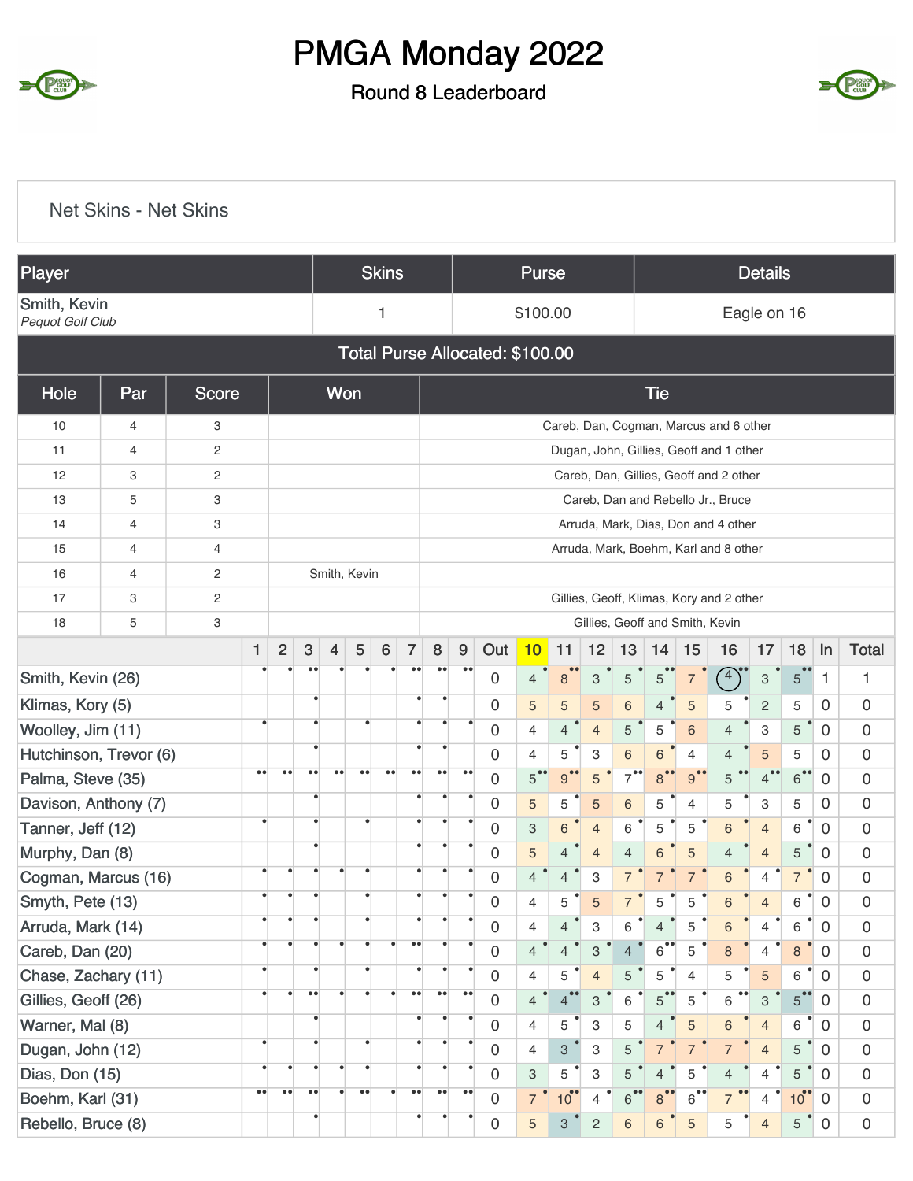# PMGA Monday 2022

## Round 8 Leaderboard

Net Skins - Net Skins

| Player | Skins | Purse | Details |
|---|---|---|---|
| Smith, Kevin *Pequot Golf Club* | 1 | $100.00 | Eagle on 16 |

Total Purse Allocated: $100.00

| Hole | Par | Score | Won | Tie |
|---|---|---|---|---|
| 10 | 4 | 3 | | Careb, Dan, Cogman, Marcus and 6 other |
| 11 | 4 | 2 | | Dugan, John, Gillies, Geoff and 1 other |
| 12 | 3 | 2 | | Careb, Dan, Gillies, Geoff and 2 other |
| 13 | 5 | 3 | | Careb, Dan and Rebello Jr., Bruce |
| 14 | 4 | 3 | | Arruda, Mark, Dias, Don and 4 other |
| 15 | 4 | 4 | | Arruda, Mark, Boehm, Karl and 8 other |
| 16 | 4 | 2 | Smith, Kevin | |
| 17 | 3 | 2 | | Gillies, Geoff, Klimas, Kory and 2 other |
| 18 | 5 | 3 | | Gillies, Geoff and Smith, Kevin |

| | 1 | 2 | 3 | 4 | 5 | 6 | 7 | 8 | 9 | Out | 10 | 11 | 12 | 13 | 14 | 15 | 16 | 17 | 18 | In | Total |
|---|---|---|---|---|---|---|---|---|---|---|---|---|---|---|---|---|---|---|---|---|---|
| Smith, Kevin (26) | | | | | | | | | | 0 | 4 | 8 | 3 | 5 | 5 | 7 | 4 | 3 | 5 | 1 | 1 |
| Klimas, Kory (5) | | | | | | | | | | 0 | 5 | 5 | 5 | 6 | 4 | 5 | 5 | 2 | 5 | 0 | 0 |
| Woolley, Jim (11) | | | | | | | | | | 0 | 4 | 4 | 4 | 5 | 5 | 6 | 4 | 3 | 5 | 0 | 0 |
| Hutchinson, Trevor (6) | | | | | | | | | | 0 | 4 | 5 | 3 | 6 | 6 | 4 | 4 | 5 | 5 | 0 | 0 |
| Palma, Steve (35) | | | | | | | | | | 0 | 5 | 9 | 5 | 7 | 8 | 9 | 5 | 4 | 6 | 0 | 0 |
| Davison, Anthony (7) | | | | | | | | | | 0 | 5 | 5 | 5 | 6 | 5 | 4 | 5 | 3 | 5 | 0 | 0 |
| Tanner, Jeff (12) | | | | | | | | | | 0 | 3 | 6 | 4 | 6 | 5 | 5 | 6 | 4 | 6 | 0 | 0 |
| Murphy, Dan (8) | | | | | | | | | | 0 | 5 | 4 | 4 | 4 | 6 | 5 | 4 | 4 | 5 | 0 | 0 |
| Cogman, Marcus (16) | | | | | | | | | | 0 | 4 | 4 | 3 | 7 | 7 | 7 | 6 | 4 | 7 | 0 | 0 |
| Smyth, Pete (13) | | | | | | | | | | 0 | 4 | 5 | 5 | 7 | 5 | 5 | 6 | 4 | 6 | 0 | 0 |
| Arruda, Mark (14) | | | | | | | | | | 0 | 4 | 4 | 3 | 6 | 4 | 5 | 6 | 4 | 6 | 0 | 0 |
| Careb, Dan (20) | | | | | | | | | | 0 | 4 | 4 | 3 | 4 | 6 | 5 | 8 | 4 | 8 | 0 | 0 |
| Chase, Zachary (11) | | | | | | | | | | 0 | 4 | 5 | 4 | 5 | 5 | 4 | 5 | 5 | 6 | 0 | 0 |
| Gillies, Geoff (26) | | | | | | | | | | 0 | 4 | 4 | 3 | 6 | 5 | 5 | 6 | 3 | 5 | 0 | 0 |
| Warner, Mal (8) | | | | | | | | | | 0 | 4 | 5 | 3 | 5 | 4 | 5 | 6 | 4 | 6 | 0 | 0 |
| Dugan, John (12) | | | | | | | | | | 0 | 4 | 3 | 3 | 5 | 7 | 7 | 7 | 4 | 5 | 0 | 0 |
| Dias, Don (15) | | | | | | | | | | 0 | 3 | 5 | 3 | 5 | 4 | 5 | 4 | 4 | 5 | 0 | 0 |
| Boehm, Karl (31) | | | | | | | | | | 0 | 7 | 10 | 4 | 6 | 8 | 6 | 7 | 4 | 10 | 0 | 0 |
| Rebello, Bruce (8) | | | | | | | | | | 0 | 5 | 3 | 2 | 6 | 6 | 5 | 5 | 4 | 5 | 0 | 0 |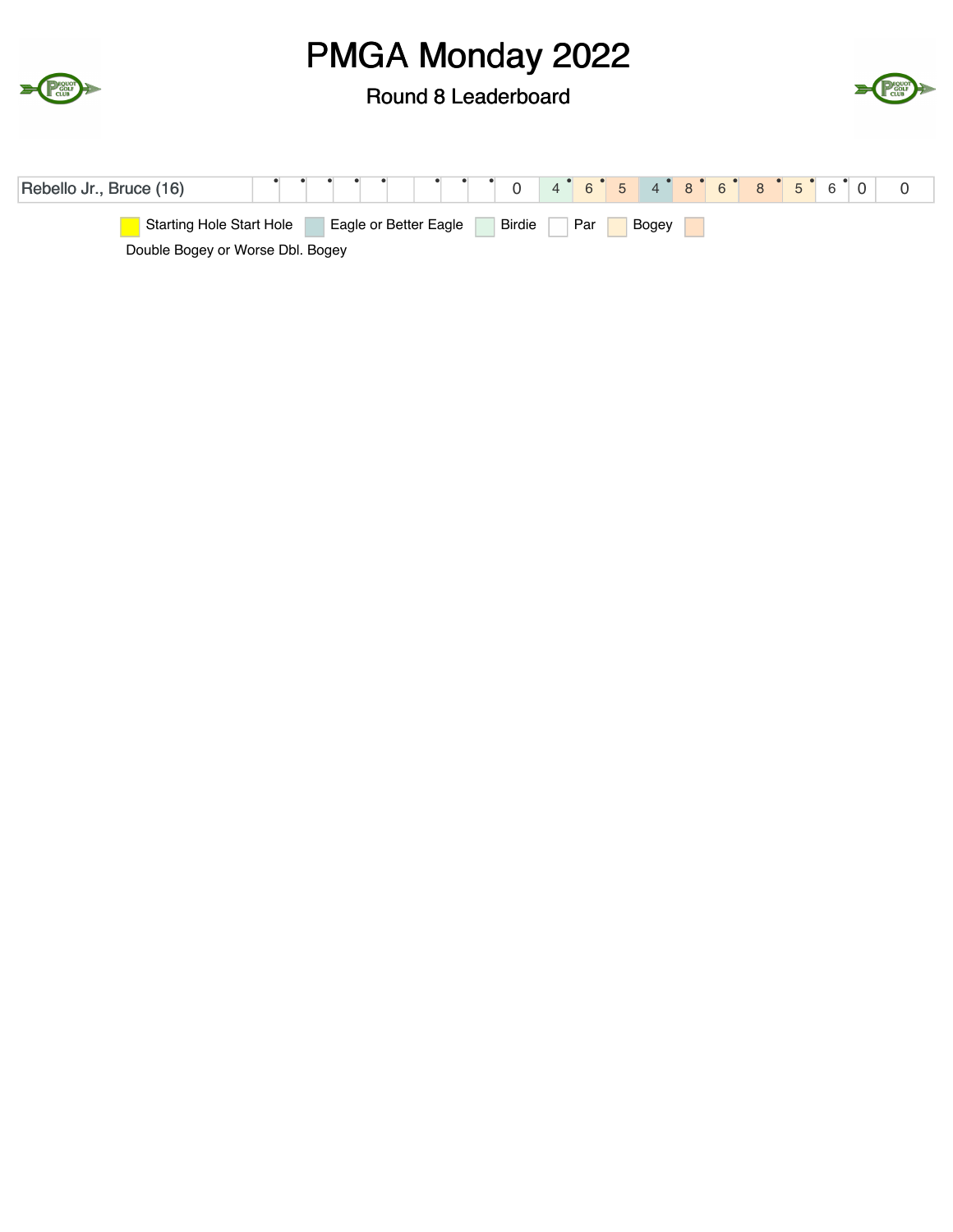# PMGA Monday 2022

## Round 8 Leaderboard

| Player | | | | | | | | | | | | | | | | | | | | | | |
|---|---|---|---|---|---|---|---|---|---|---|---|---|---|---|---|---|---|---|---|---|---|---|
| Rebello Jr., Bruce (16) | | | | | | | | | | 0 | 4 | 6 | 5 | 4 | 8 | 6 | 8 | 5 | 6 | 0 | 0 |

Starting Hole Start Hole | Eagle or Better Eagle | Birdie | Par | Bogey | Double Bogey or Worse Dbl. Bogey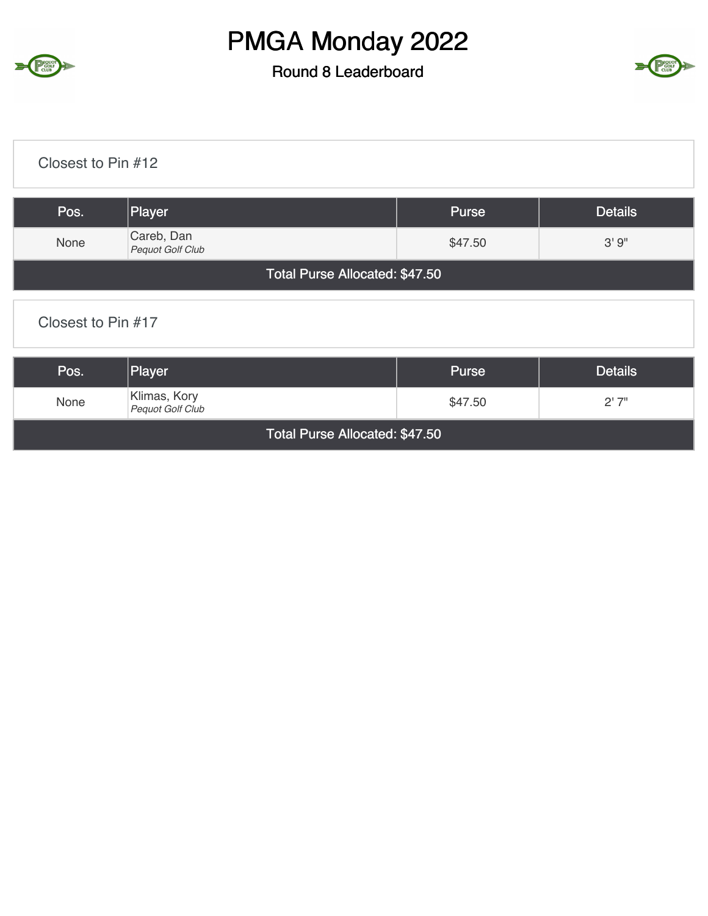# PMGA Monday 2022

## Round 8 Leaderboard

### Closest to Pin #12

| Pos. | Player | Purse | Details |
| --- | --- | --- | --- |
| None | Careb, Dan *Pequot Golf Club* | $47.50 | 3' 9" |

Total Purse Allocated: $47.50

### Closest to Pin #17

| Pos. | Player | Purse | Details |
| --- | --- | --- | --- |
| None | Klimas, Kory *Pequot Golf Club* | $47.50 | 2' 7" |

Total Purse Allocated: $47.50